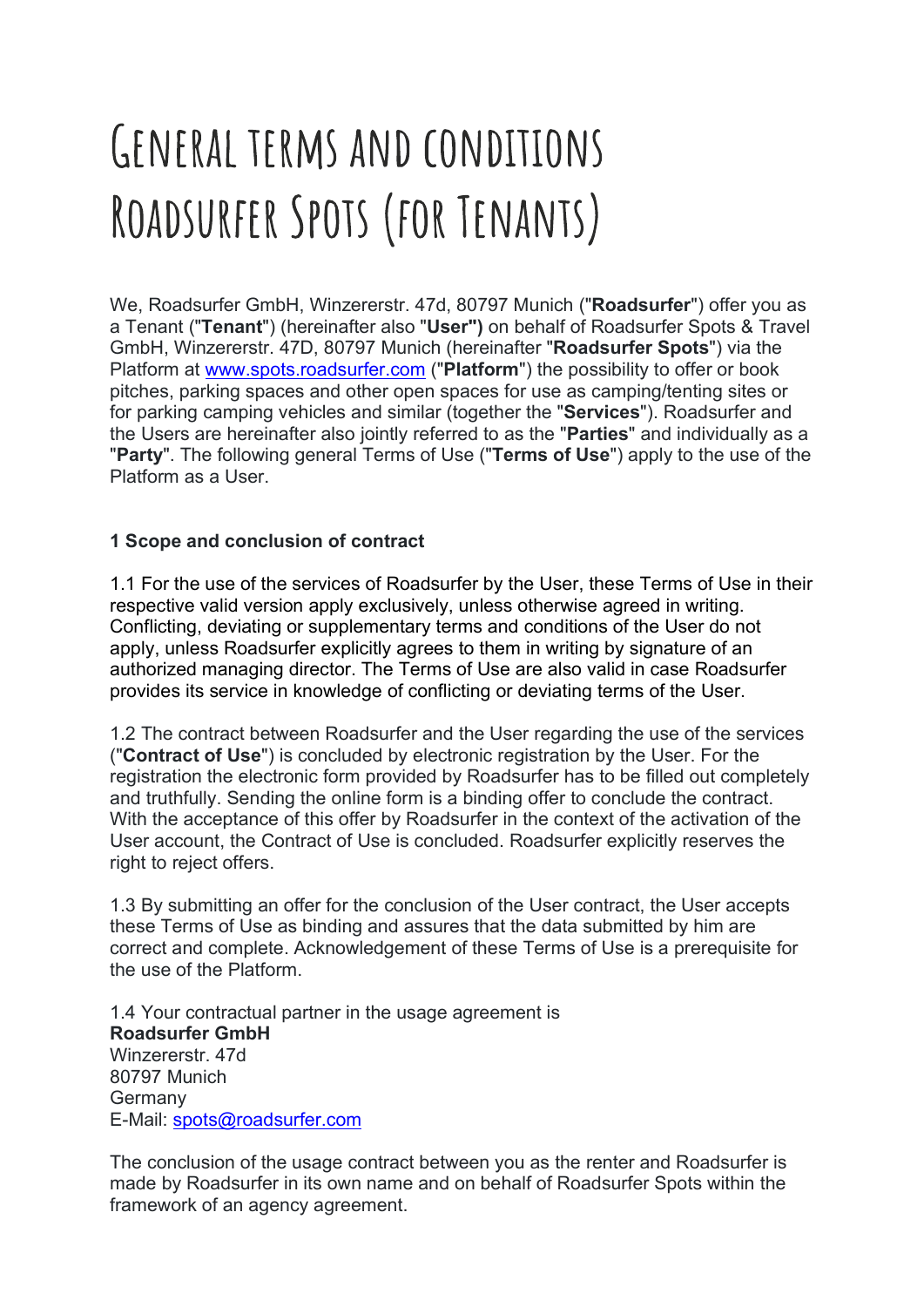# General terms and conditions Roadsurfer Spots (for Tenants)

We, Roadsurfer GmbH, Winzererstr. 47d, 80797 Munich ("**Roadsurfer**") offer you as a Tenant ("**Tenant**") (hereinafter also "**User")** on behalf of Roadsurfer Spots & Travel GmbH, Winzererstr. 47D, 80797 Munich (hereinafter "**Roadsurfer Spots**") via the Platform at [www.spots.roadsurfer.com](www.spots.roadsurfer.com) ("**Platform**") the possibility to offer or book pitches, parking spaces and other open spaces for use as camping/tenting sites or for parking camping vehicles and similar (together the "**Services**"). Roadsurfer and the Users are hereinafter also jointly referred to as the "**Parties**" and individually as a "**Party**". The following general Terms of Use ("**Terms of Use**") apply to the use of the Platform as a User.

**1 Scope and conclusion of contract**

1.1 For the use of the services of Roadsurfer by the User, these Terms of Use in their respective valid version apply exclusively, unless otherwise agreed in writing. Conflicting, deviating or supplementary terms and conditions of the User do not apply, unless Roadsurfer explicitly agrees to them in writing by signature of an authorized managing director. The Terms of Use are also valid in case Roadsurfer provides its service in knowledge of conflicting or deviating terms of the User.

1.2 The contract between Roadsurfer and the User regarding the use of the services ("**Contract of Use**") is concluded by electronic registration by the User. For the registration the electronic form provided by Roadsurfer has to be filled out completely and truthfully. Sending the online form is a binding offer to conclude the contract. With the acceptance of this offer by Roadsurfer in the context of the activation of the User account, the Contract of Use is concluded. Roadsurfer explicitly reserves the right to reject offers.

1.3 By submitting an offer for the conclusion of the User contract, the User accepts these Terms of Use as binding and assures that the data submitted by him are correct and complete. Acknowledgement of these Terms of Use is a prerequisite for the use of the Platform.

1.4 Your contractual partner in the usage agreement is
**Roadsurfer GmbH**
Winzererstr. 47d
80797 Munich
Germany
E-Mail: [spots@roadsurfer.com](mailto:spots@roadsurfer.com)

The conclusion of the usage contract between you as the renter and Roadsurfer is made by Roadsurfer in its own name and on behalf of Roadsurfer Spots within the framework of an agency agreement.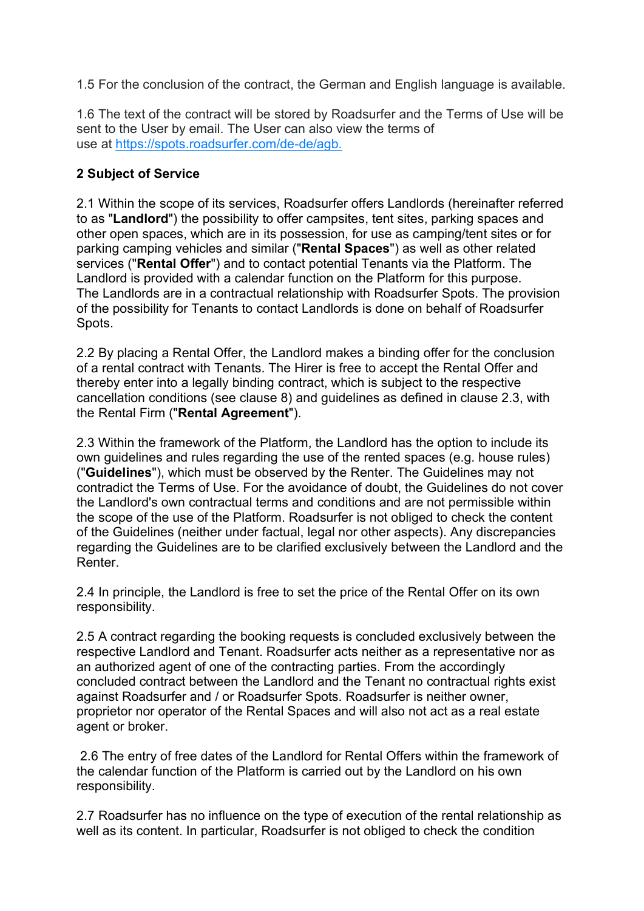1.5 For the conclusion of the contract, the German and English language is available.

1.6 The text of the contract will be stored by Roadsurfer and the Terms of Use will be sent to the User by email. The User can also view the terms of use at [https://spots.roadsurfer.com/de-de/agb.](https://spots.roadsurfer.com/de-de/agb.)

**2 Subject of Service**

2.1 Within the scope of its services, Roadsurfer offers Landlords (hereinafter referred to as "**Landlord**") the possibility to offer campsites, tent sites, parking spaces and other open spaces, which are in its possession, for use as camping/tent sites or for parking camping vehicles and similar ("**Rental Spaces**") as well as other related services ("**Rental Offer**") and to contact potential Tenants via the Platform. The Landlord is provided with a calendar function on the Platform for this purpose. The Landlords are in a contractual relationship with Roadsurfer Spots. The provision of the possibility for Tenants to contact Landlords is done on behalf of Roadsurfer Spots.

2.2 By placing a Rental Offer, the Landlord makes a binding offer for the conclusion of a rental contract with Tenants. The Hirer is free to accept the Rental Offer and thereby enter into a legally binding contract, which is subject to the respective cancellation conditions (see clause 8) and guidelines as defined in clause 2.3, with the Rental Firm ("**Rental Agreement**").

2.3 Within the framework of the Platform, the Landlord has the option to include its own guidelines and rules regarding the use of the rented spaces (e.g. house rules) ("**Guidelines**"), which must be observed by the Renter. The Guidelines may not contradict the Terms of Use. For the avoidance of doubt, the Guidelines do not cover the Landlord's own contractual terms and conditions and are not permissible within the scope of the use of the Platform. Roadsurfer is not obliged to check the content of the Guidelines (neither under factual, legal nor other aspects). Any discrepancies regarding the Guidelines are to be clarified exclusively between the Landlord and the Renter.

2.4 In principle, the Landlord is free to set the price of the Rental Offer on its own responsibility.

2.5 A contract regarding the booking requests is concluded exclusively between the respective Landlord and Tenant. Roadsurfer acts neither as a representative nor as an authorized agent of one of the contracting parties. From the accordingly concluded contract between the Landlord and the Tenant no contractual rights exist against Roadsurfer and / or Roadsurfer Spots. Roadsurfer is neither owner, proprietor nor operator of the Rental Spaces and will also not act as a real estate agent or broker.

2.6 The entry of free dates of the Landlord for Rental Offers within the framework of the calendar function of the Platform is carried out by the Landlord on his own responsibility.

2.7 Roadsurfer has no influence on the type of execution of the rental relationship as well as its content. In particular, Roadsurfer is not obliged to check the condition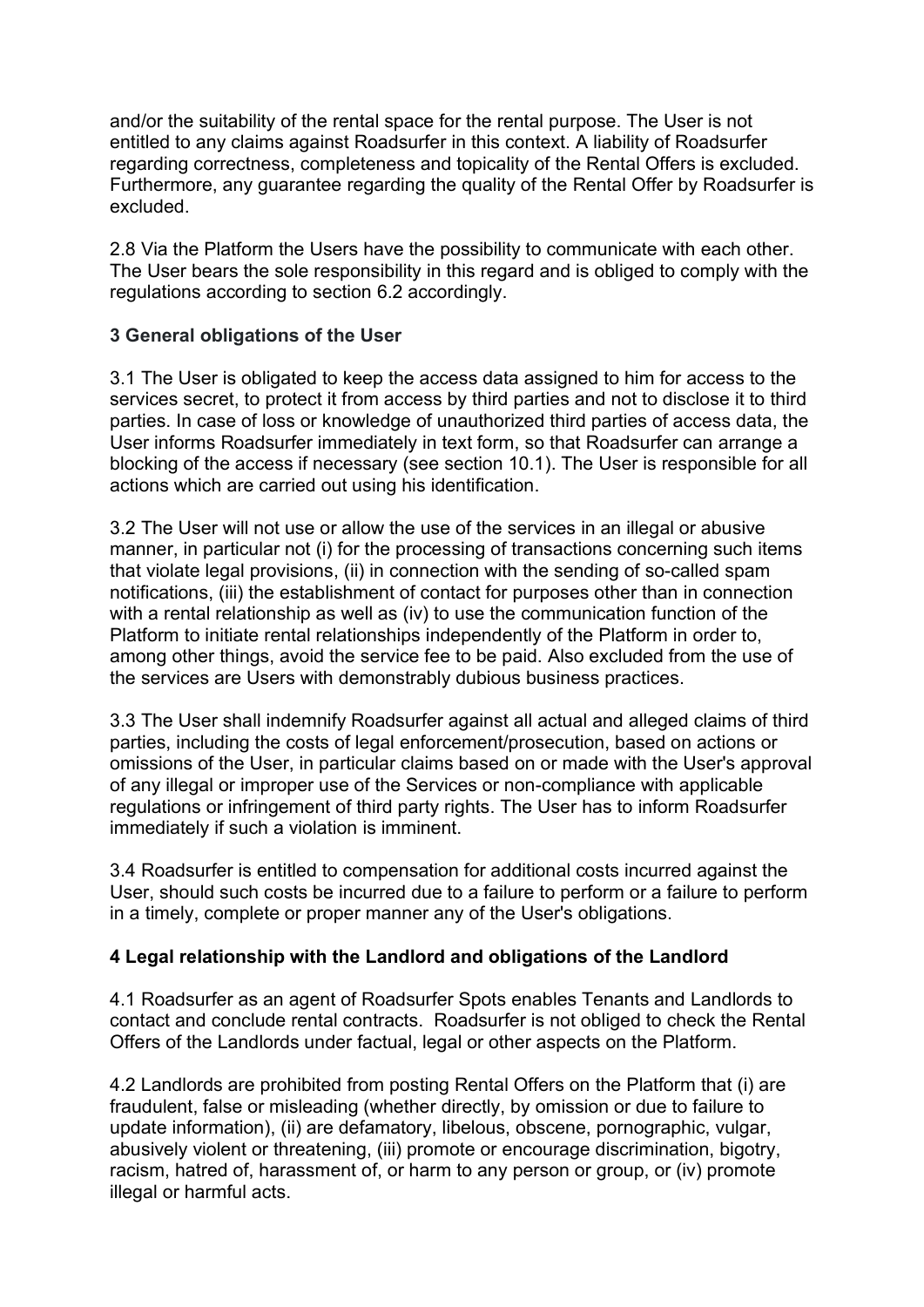and/or the suitability of the rental space for the rental purpose. The User is not entitled to any claims against Roadsurfer in this context. A liability of Roadsurfer regarding correctness, completeness and topicality of the Rental Offers is excluded. Furthermore, any guarantee regarding the quality of the Rental Offer by Roadsurfer is excluded.

2.8 Via the Platform the Users have the possibility to communicate with each other. The User bears the sole responsibility in this regard and is obliged to comply with the regulations according to section 6.2 accordingly.

## 3 General obligations of the User

3.1 The User is obligated to keep the access data assigned to him for access to the services secret, to protect it from access by third parties and not to disclose it to third parties. In case of loss or knowledge of unauthorized third parties of access data, the User informs Roadsurfer immediately in text form, so that Roadsurfer can arrange a blocking of the access if necessary (see section 10.1). The User is responsible for all actions which are carried out using his identification.

3.2 The User will not use or allow the use of the services in an illegal or abusive manner, in particular not (i) for the processing of transactions concerning such items that violate legal provisions, (ii) in connection with the sending of so-called spam notifications, (iii) the establishment of contact for purposes other than in connection with a rental relationship as well as (iv) to use the communication function of the Platform to initiate rental relationships independently of the Platform in order to, among other things, avoid the service fee to be paid. Also excluded from the use of the services are Users with demonstrably dubious business practices.

3.3 The User shall indemnify Roadsurfer against all actual and alleged claims of third parties, including the costs of legal enforcement/prosecution, based on actions or omissions of the User, in particular claims based on or made with the User's approval of any illegal or improper use of the Services or non-compliance with applicable regulations or infringement of third party rights. The User has to inform Roadsurfer immediately if such a violation is imminent.

3.4 Roadsurfer is entitled to compensation for additional costs incurred against the User, should such costs be incurred due to a failure to perform or a failure to perform in a timely, complete or proper manner any of the User's obligations.

## 4 Legal relationship with the Landlord and obligations of the Landlord

4.1 Roadsurfer as an agent of Roadsurfer Spots enables Tenants and Landlords to contact and conclude rental contracts. Roadsurfer is not obliged to check the Rental Offers of the Landlords under factual, legal or other aspects on the Platform.

4.2 Landlords are prohibited from posting Rental Offers on the Platform that (i) are fraudulent, false or misleading (whether directly, by omission or due to failure to update information), (ii) are defamatory, libelous, obscene, pornographic, vulgar, abusively violent or threatening, (iii) promote or encourage discrimination, bigotry, racism, hatred of, harassment of, or harm to any person or group, or (iv) promote illegal or harmful acts.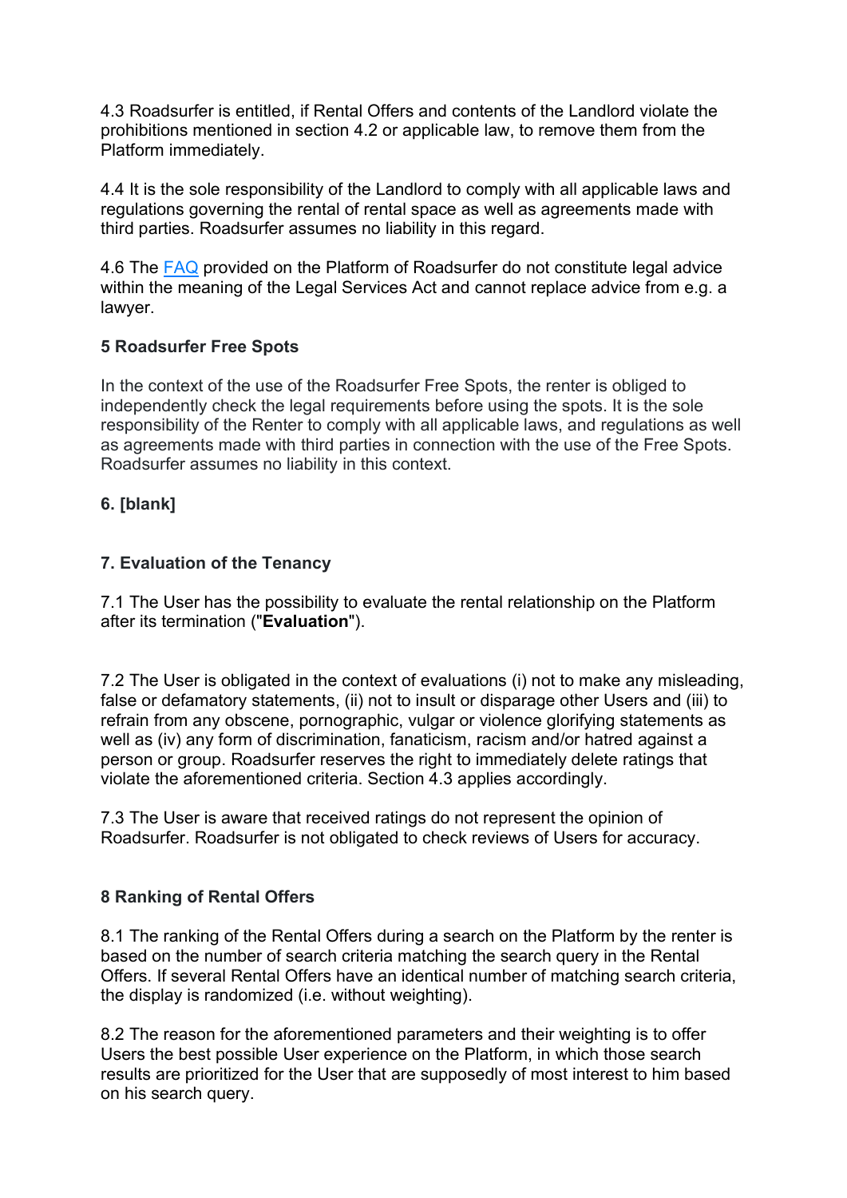4.3 Roadsurfer is entitled, if Rental Offers and contents of the Landlord violate the prohibitions mentioned in section 4.2 or applicable law, to remove them from the Platform immediately.

4.4 It is the sole responsibility of the Landlord to comply with all applicable laws and regulations governing the rental of rental space as well as agreements made with third parties. Roadsurfer assumes no liability in this regard.

4.6 The [FAQ] provided on the Platform of Roadsurfer do not constitute legal advice within the meaning of the Legal Services Act and cannot replace advice from e.g. a lawyer.

**5 Roadsurfer Free Spots**

In the context of the use of the Roadsurfer Free Spots, the renter is obliged to independently check the legal requirements before using the spots. It is the sole responsibility of the Renter to comply with all applicable laws, and regulations as well as agreements made with third parties in connection with the use of the Free Spots. Roadsurfer assumes no liability in this context.

**6. [blank]**

**7. Evaluation of the Tenancy**

7.1 The User has the possibility to evaluate the rental relationship on the Platform after its termination ("**Evaluation**").

7.2 The User is obligated in the context of evaluations (i) not to make any misleading, false or defamatory statements, (ii) not to insult or disparage other Users and (iii) to refrain from any obscene, pornographic, vulgar or violence glorifying statements as well as (iv) any form of discrimination, fanaticism, racism and/or hatred against a person or group. Roadsurfer reserves the right to immediately delete ratings that violate the aforementioned criteria. Section 4.3 applies accordingly.

7.3 The User is aware that received ratings do not represent the opinion of Roadsurfer. Roadsurfer is not obligated to check reviews of Users for accuracy.

**8 Ranking of Rental Offers**

8.1 The ranking of the Rental Offers during a search on the Platform by the renter is based on the number of search criteria matching the search query in the Rental Offers. If several Rental Offers have an identical number of matching search criteria, the display is randomized (i.e. without weighting).

8.2 The reason for the aforementioned parameters and their weighting is to offer Users the best possible User experience on the Platform, in which those search results are prioritized for the User that are supposedly of most interest to him based on his search query.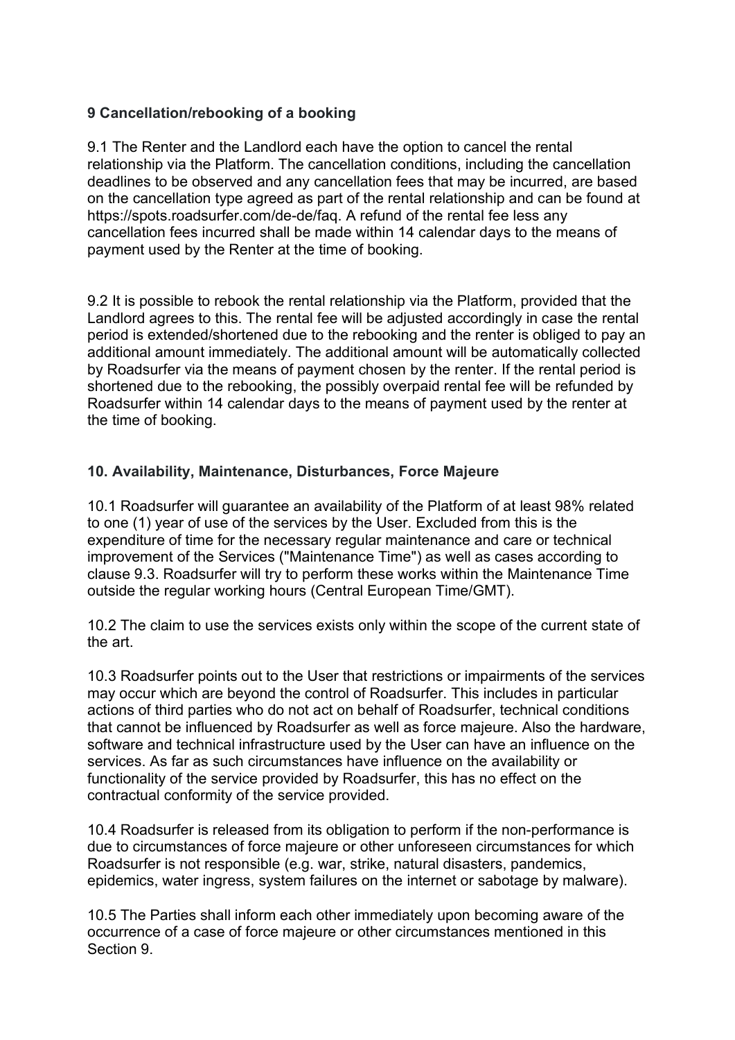## 9 Cancellation/rebooking of a booking

9.1 The Renter and the Landlord each have the option to cancel the rental relationship via the Platform. The cancellation conditions, including the cancellation deadlines to be observed and any cancellation fees that may be incurred, are based on the cancellation type agreed as part of the rental relationship and can be found at https://spots.roadsurfer.com/de-de/faq. A refund of the rental fee less any cancellation fees incurred shall be made within 14 calendar days to the means of payment used by the Renter at the time of booking.

9.2 It is possible to rebook the rental relationship via the Platform, provided that the Landlord agrees to this. The rental fee will be adjusted accordingly in case the rental period is extended/shortened due to the rebooking and the renter is obliged to pay an additional amount immediately. The additional amount will be automatically collected by Roadsurfer via the means of payment chosen by the renter. If the rental period is shortened due to the rebooking, the possibly overpaid rental fee will be refunded by Roadsurfer within 14 calendar days to the means of payment used by the renter at the time of booking.

## 10. Availability, Maintenance, Disturbances, Force Majeure

10.1 Roadsurfer will guarantee an availability of the Platform of at least 98% related to one (1) year of use of the services by the User. Excluded from this is the expenditure of time for the necessary regular maintenance and care or technical improvement of the Services ("Maintenance Time") as well as cases according to clause 9.3. Roadsurfer will try to perform these works within the Maintenance Time outside the regular working hours (Central European Time/GMT).

10.2 The claim to use the services exists only within the scope of the current state of the art.

10.3 Roadsurfer points out to the User that restrictions or impairments of the services may occur which are beyond the control of Roadsurfer. This includes in particular actions of third parties who do not act on behalf of Roadsurfer, technical conditions that cannot be influenced by Roadsurfer as well as force majeure. Also the hardware, software and technical infrastructure used by the User can have an influence on the services. As far as such circumstances have influence on the availability or functionality of the service provided by Roadsurfer, this has no effect on the contractual conformity of the service provided.

10.4 Roadsurfer is released from its obligation to perform if the non-performance is due to circumstances of force majeure or other unforeseen circumstances for which Roadsurfer is not responsible (e.g. war, strike, natural disasters, pandemics, epidemics, water ingress, system failures on the internet or sabotage by malware).

10.5 The Parties shall inform each other immediately upon becoming aware of the occurrence of a case of force majeure or other circumstances mentioned in this Section 9.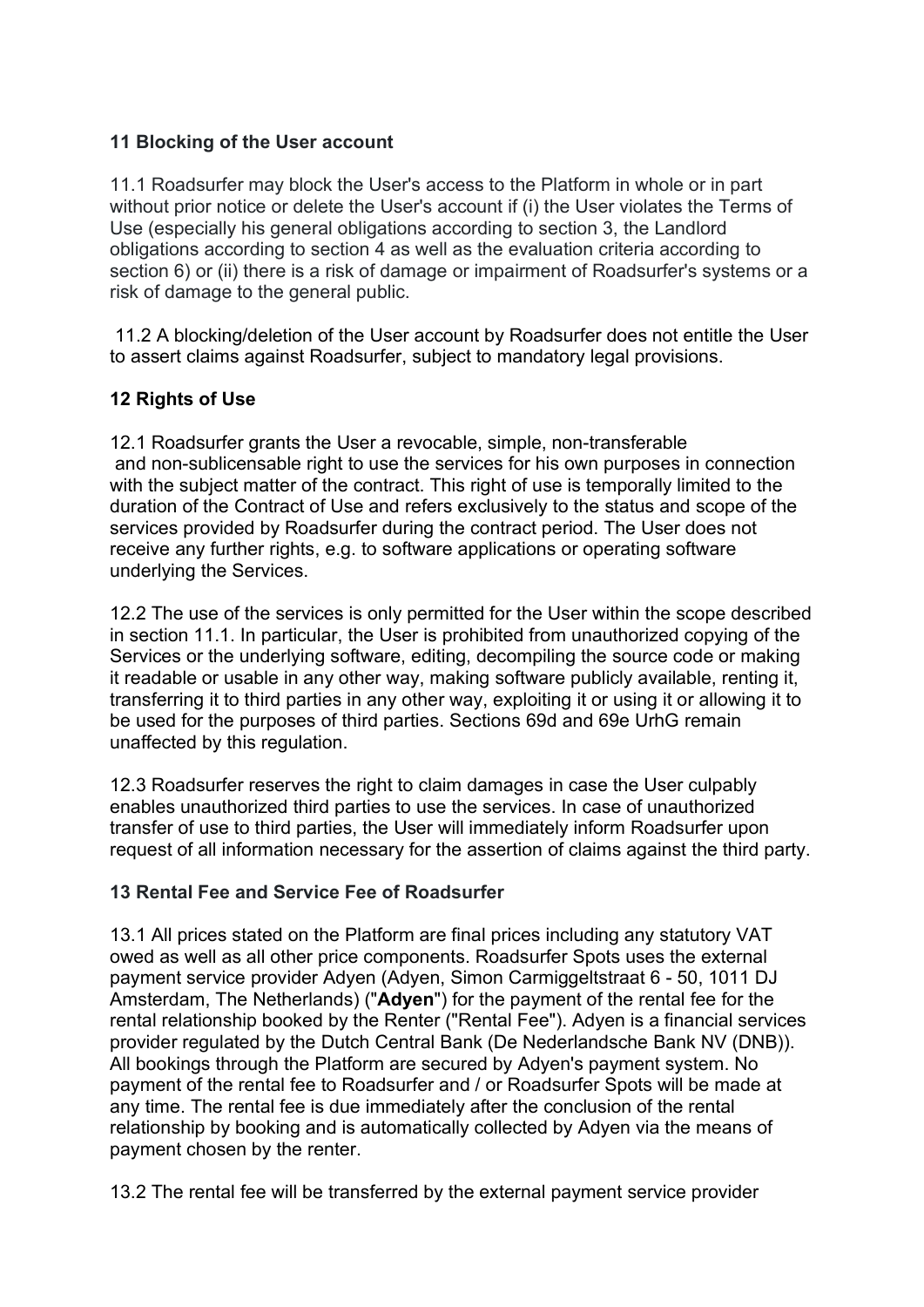## 11 Blocking of the User account

11.1 Roadsurfer may block the User's access to the Platform in whole or in part without prior notice or delete the User's account if (i) the User violates the Terms of Use (especially his general obligations according to section 3, the Landlord obligations according to section 4 as well as the evaluation criteria according to section 6) or (ii) there is a risk of damage or impairment of Roadsurfer's systems or a risk of damage to the general public.

11.2 A blocking/deletion of the User account by Roadsurfer does not entitle the User to assert claims against Roadsurfer, subject to mandatory legal provisions.

## 12 Rights of Use

12.1 Roadsurfer grants the User a revocable, simple, non-transferable and non-sublicensable right to use the services for his own purposes in connection with the subject matter of the contract. This right of use is temporally limited to the duration of the Contract of Use and refers exclusively to the status and scope of the services provided by Roadsurfer during the contract period. The User does not receive any further rights, e.g. to software applications or operating software underlying the Services.

12.2 The use of the services is only permitted for the User within the scope described in section 11.1. In particular, the User is prohibited from unauthorized copying of the Services or the underlying software, editing, decompiling the source code or making it readable or usable in any other way, making software publicly available, renting it, transferring it to third parties in any other way, exploiting it or using it or allowing it to be used for the purposes of third parties. Sections 69d and 69e UrhG remain unaffected by this regulation.

12.3 Roadsurfer reserves the right to claim damages in case the User culpably enables unauthorized third parties to use the services. In case of unauthorized transfer of use to third parties, the User will immediately inform Roadsurfer upon request of all information necessary for the assertion of claims against the third party.

## 13 Rental Fee and Service Fee of Roadsurfer

13.1 All prices stated on the Platform are final prices including any statutory VAT owed as well as all other price components. Roadsurfer Spots uses the external payment service provider Adyen (Adyen, Simon Carmiggeltstraat 6 - 50, 1011 DJ Amsterdam, The Netherlands) ("**Adyen**") for the payment of the rental fee for the rental relationship booked by the Renter ("Rental Fee"). Adyen is a financial services provider regulated by the Dutch Central Bank (De Nederlandsche Bank NV (DNB)). All bookings through the Platform are secured by Adyen's payment system. No payment of the rental fee to Roadsurfer and / or Roadsurfer Spots will be made at any time. The rental fee is due immediately after the conclusion of the rental relationship by booking and is automatically collected by Adyen via the means of payment chosen by the renter.

13.2 The rental fee will be transferred by the external payment service provider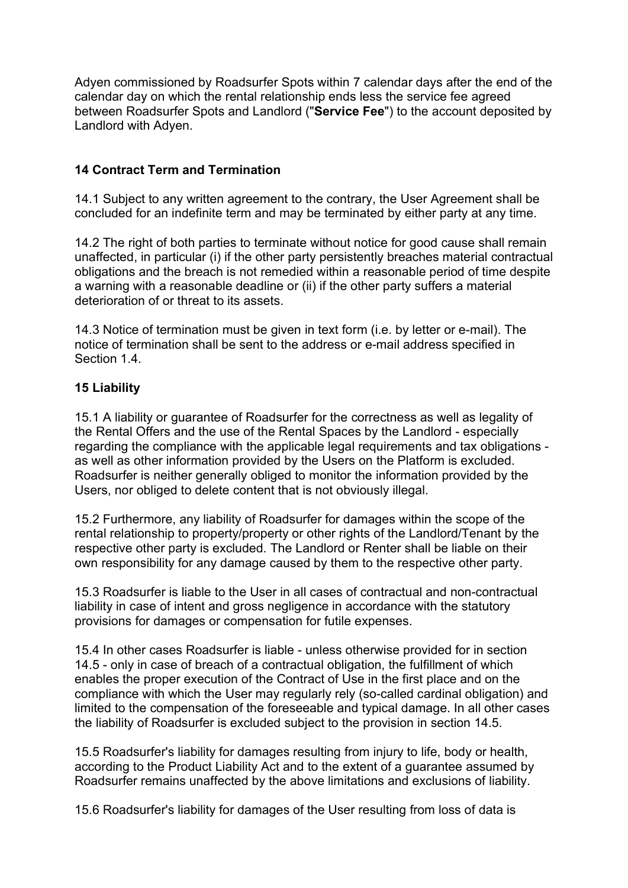Adyen commissioned by Roadsurfer Spots within 7 calendar days after the end of the calendar day on which the rental relationship ends less the service fee agreed between Roadsurfer Spots and Landlord ("**Service Fee**") to the account deposited by Landlord with Adyen.

## 14 Contract Term and Termination

14.1 Subject to any written agreement to the contrary, the User Agreement shall be concluded for an indefinite term and may be terminated by either party at any time.

14.2 The right of both parties to terminate without notice for good cause shall remain unaffected, in particular (i) if the other party persistently breaches material contractual obligations and the breach is not remedied within a reasonable period of time despite a warning with a reasonable deadline or (ii) if the other party suffers a material deterioration of or threat to its assets.

14.3 Notice of termination must be given in text form (i.e. by letter or e-mail). The notice of termination shall be sent to the address or e-mail address specified in Section 1.4.

## 15 Liability

15.1 A liability or guarantee of Roadsurfer for the correctness as well as legality of the Rental Offers and the use of the Rental Spaces by the Landlord - especially regarding the compliance with the applicable legal requirements and tax obligations - as well as other information provided by the Users on the Platform is excluded. Roadsurfer is neither generally obliged to monitor the information provided by the Users, nor obliged to delete content that is not obviously illegal.

15.2 Furthermore, any liability of Roadsurfer for damages within the scope of the rental relationship to property/property or other rights of the Landlord/Tenant by the respective other party is excluded. The Landlord or Renter shall be liable on their own responsibility for any damage caused by them to the respective other party.

15.3 Roadsurfer is liable to the User in all cases of contractual and non-contractual liability in case of intent and gross negligence in accordance with the statutory provisions for damages or compensation for futile expenses.

15.4 In other cases Roadsurfer is liable - unless otherwise provided for in section 14.5 - only in case of breach of a contractual obligation, the fulfillment of which enables the proper execution of the Contract of Use in the first place and on the compliance with which the User may regularly rely (so-called cardinal obligation) and limited to the compensation of the foreseeable and typical damage. In all other cases the liability of Roadsurfer is excluded subject to the provision in section 14.5.

15.5 Roadsurfer's liability for damages resulting from injury to life, body or health, according to the Product Liability Act and to the extent of a guarantee assumed by Roadsurfer remains unaffected by the above limitations and exclusions of liability.

15.6 Roadsurfer's liability for damages of the User resulting from loss of data is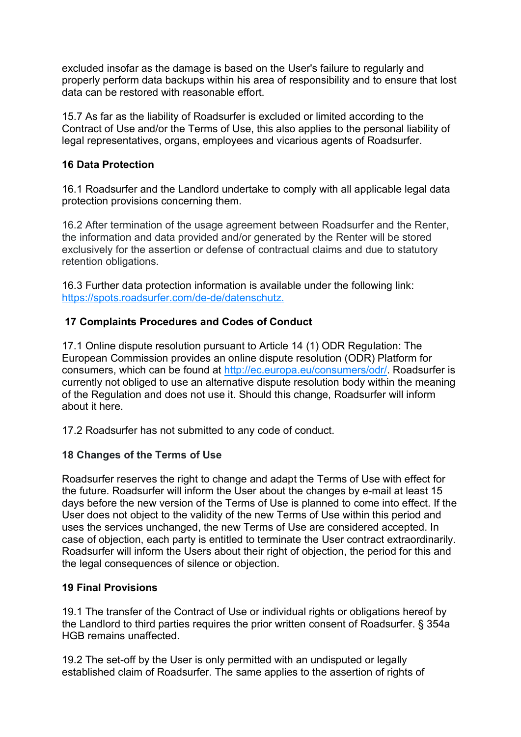excluded insofar as the damage is based on the User's failure to regularly and properly perform data backups within his area of responsibility and to ensure that lost data can be restored with reasonable effort.

15.7 As far as the liability of Roadsurfer is excluded or limited according to the Contract of Use and/or the Terms of Use, this also applies to the personal liability of legal representatives, organs, employees and vicarious agents of Roadsurfer.

**16 Data Protection**

16.1 Roadsurfer and the Landlord undertake to comply with all applicable legal data protection provisions concerning them.

16.2 After termination of the usage agreement between Roadsurfer and the Renter, the information and data provided and/or generated by the Renter will be stored exclusively for the assertion or defense of contractual claims and due to statutory retention obligations.

16.3 Further data protection information is available under the following link: [https://spots.roadsurfer.com/de-de/datenschutz.](https://spots.roadsurfer.com/de-de/datenschutz)

**17 Complaints Procedures and Codes of Conduct**

17.1 Online dispute resolution pursuant to Article 14 (1) ODR Regulation: The European Commission provides an online dispute resolution (ODR) Platform for consumers, which can be found at [http://ec.europa.eu/consumers/odr/](http://ec.europa.eu/consumers/odr/). Roadsurfer is currently not obliged to use an alternative dispute resolution body within the meaning of the Regulation and does not use it. Should this change, Roadsurfer will inform about it here.

17.2 Roadsurfer has not submitted to any code of conduct.

**18 Changes of the Terms of Use**

Roadsurfer reserves the right to change and adapt the Terms of Use with effect for the future. Roadsurfer will inform the User about the changes by e-mail at least 15 days before the new version of the Terms of Use is planned to come into effect. If the User does not object to the validity of the new Terms of Use within this period and uses the services unchanged, the new Terms of Use are considered accepted. In case of objection, each party is entitled to terminate the User contract extraordinarily. Roadsurfer will inform the Users about their right of objection, the period for this and the legal consequences of silence or objection.

**19 Final Provisions**

19.1 The transfer of the Contract of Use or individual rights or obligations hereof by the Landlord to third parties requires the prior written consent of Roadsurfer. § 354a HGB remains unaffected.

19.2 The set-off by the User is only permitted with an undisputed or legally established claim of Roadsurfer. The same applies to the assertion of rights of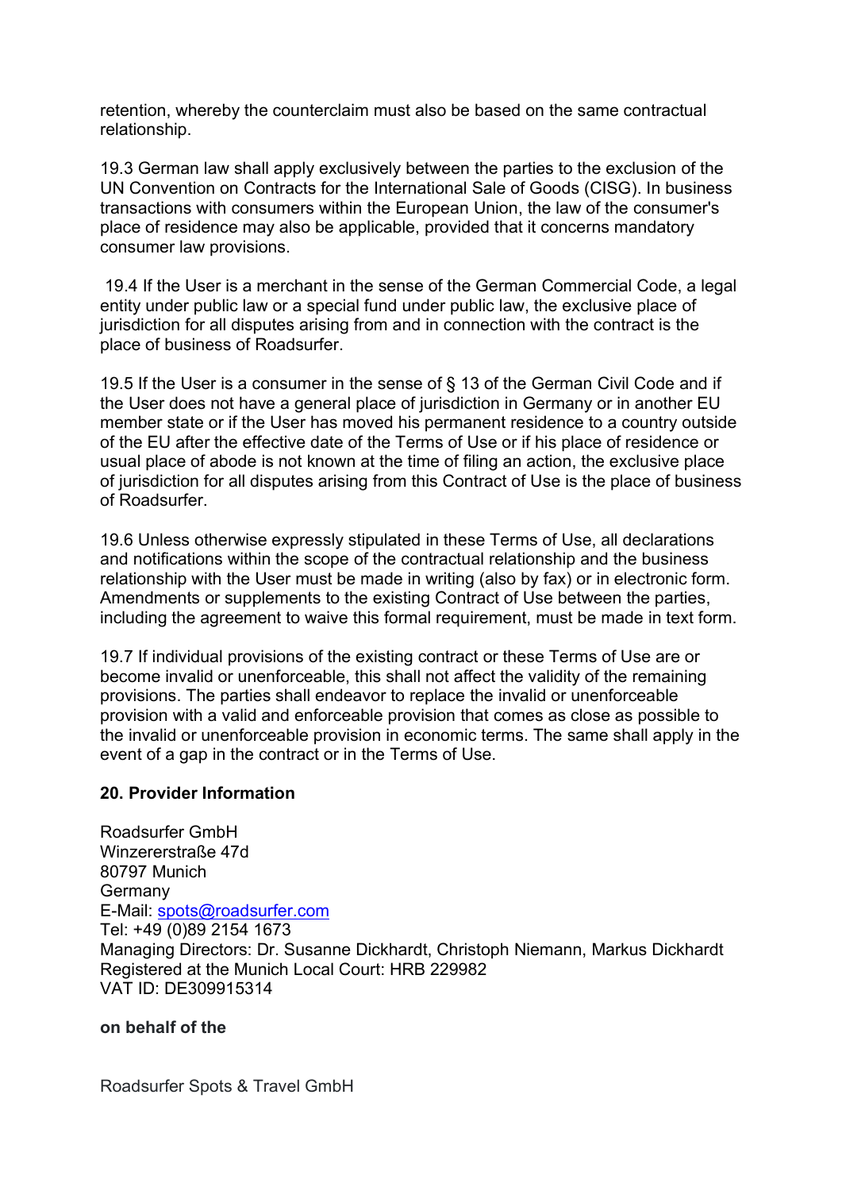retention, whereby the counterclaim must also be based on the same contractual relationship.

19.3 German law shall apply exclusively between the parties to the exclusion of the UN Convention on Contracts for the International Sale of Goods (CISG). In business transactions with consumers within the European Union, the law of the consumer's place of residence may also be applicable, provided that it concerns mandatory consumer law provisions.

19.4 If the User is a merchant in the sense of the German Commercial Code, a legal entity under public law or a special fund under public law, the exclusive place of jurisdiction for all disputes arising from and in connection with the contract is the place of business of Roadsurfer.

19.5 If the User is a consumer in the sense of § 13 of the German Civil Code and if the User does not have a general place of jurisdiction in Germany or in another EU member state or if the User has moved his permanent residence to a country outside of the EU after the effective date of the Terms of Use or if his place of residence or usual place of abode is not known at the time of filing an action, the exclusive place of jurisdiction for all disputes arising from this Contract of Use is the place of business of Roadsurfer.

19.6 Unless otherwise expressly stipulated in these Terms of Use, all declarations and notifications within the scope of the contractual relationship and the business relationship with the User must be made in writing (also by fax) or in electronic form. Amendments or supplements to the existing Contract of Use between the parties, including the agreement to waive this formal requirement, must be made in text form.

19.7 If individual provisions of the existing contract or these Terms of Use are or become invalid or unenforceable, this shall not affect the validity of the remaining provisions. The parties shall endeavor to replace the invalid or unenforceable provision with a valid and enforceable provision that comes as close as possible to the invalid or unenforceable provision in economic terms. The same shall apply in the event of a gap in the contract or in the Terms of Use.

## 20. Provider Information

Roadsurfer GmbH
Winzererstraße 47d
80797 Munich
Germany
E-Mail: spots@roadsurfer.com
Tel: +49 (0)89 2154 1673
Managing Directors: Dr. Susanne Dickhardt, Christoph Niemann, Markus Dickhardt
Registered at the Munich Local Court: HRB 229982
VAT ID: DE309915314

**on behalf of the**

Roadsurfer Spots & Travel GmbH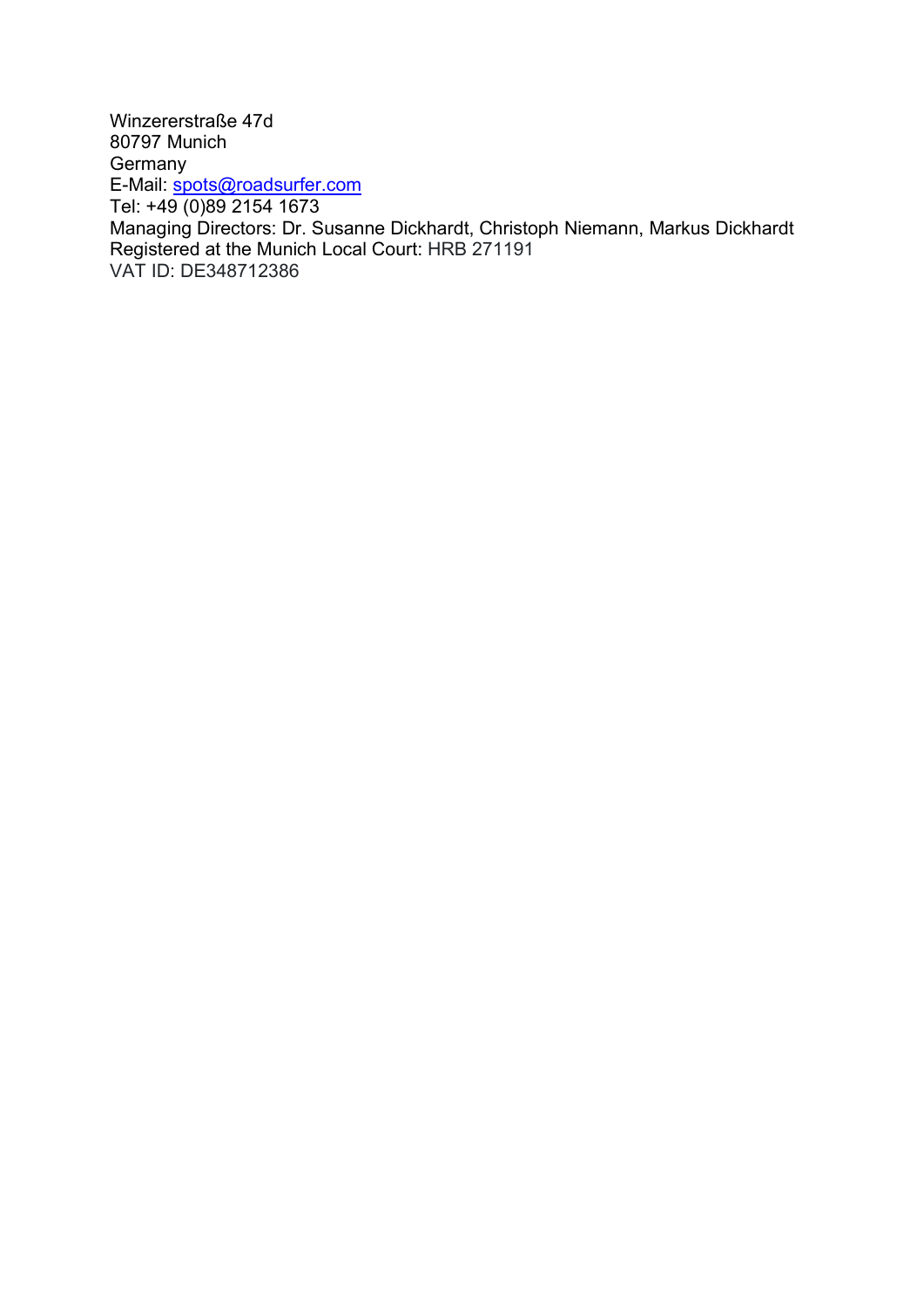Winzererstraße 47d
80797 Munich
Germany
E-Mail: spots@roadsurfer.com
Tel: +49 (0)89 2154 1673
Managing Directors: Dr. Susanne Dickhardt, Christoph Niemann, Markus Dickhardt
Registered at the Munich Local Court: HRB 271191
VAT ID: DE348712386